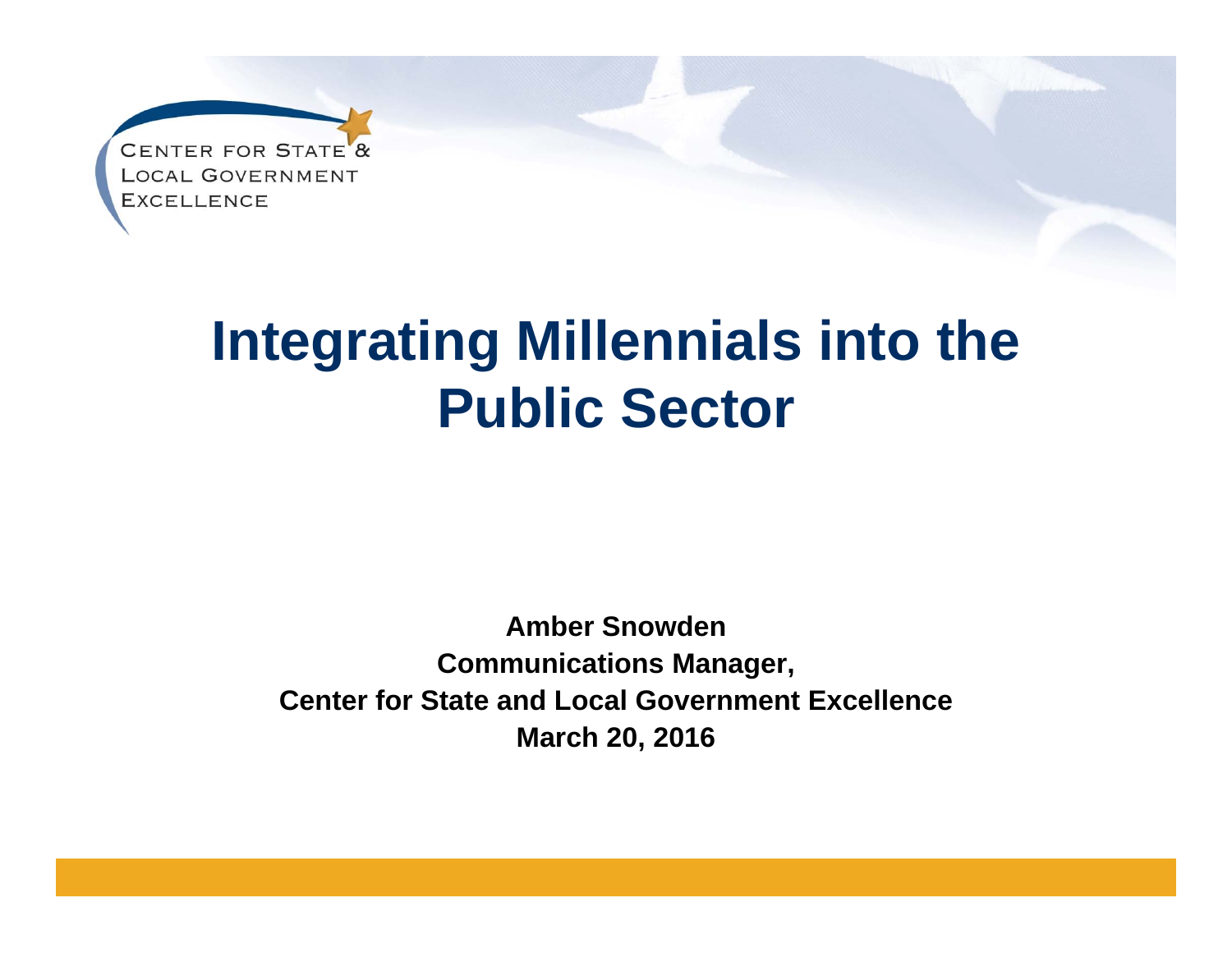Center for State & Local Government Excellence

# Integrating Millennials into the Public Sector

**Amber Snowden**
**Communications Manager,**
**Center for State and Local Government Excellence**
**March 20, 2016**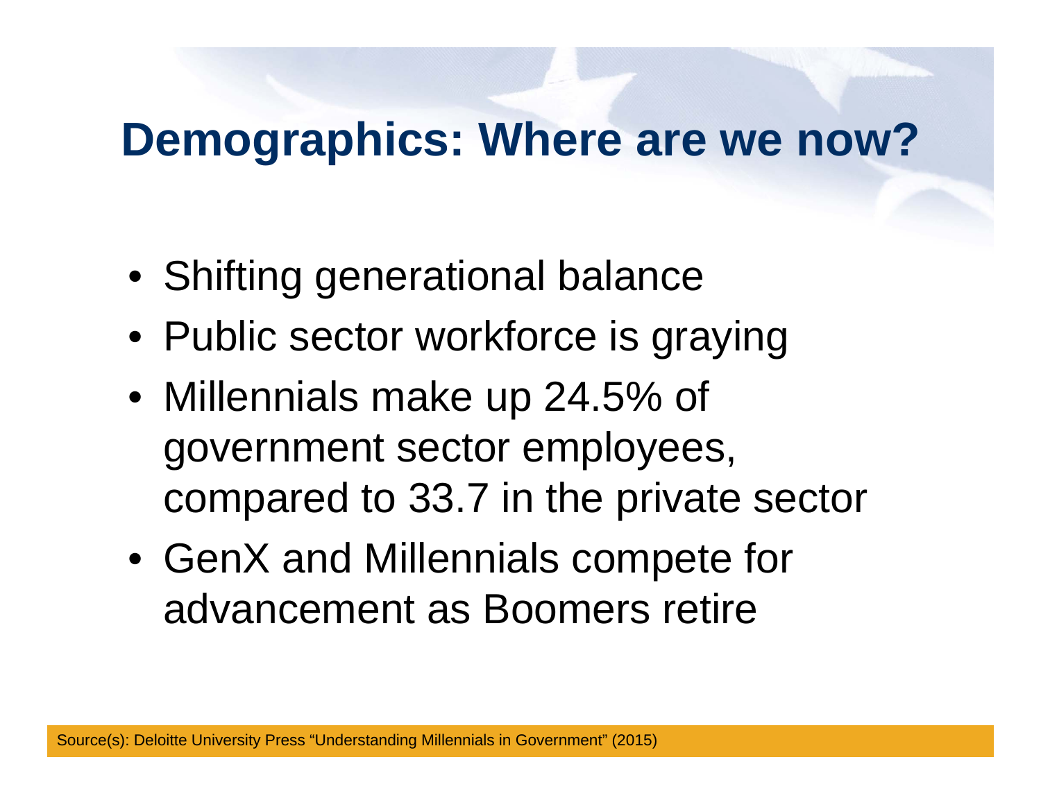# Demographics: Where are we now?

- Shifting generational balance
- Public sector workforce is graying
- Millennials make up 24.5% of government sector employees, compared to 33.7 in the private sector
- GenX and Millennials compete for advancement as Boomers retire

Source(s): Deloitte University Press "Understanding Millennials in Government" (2015)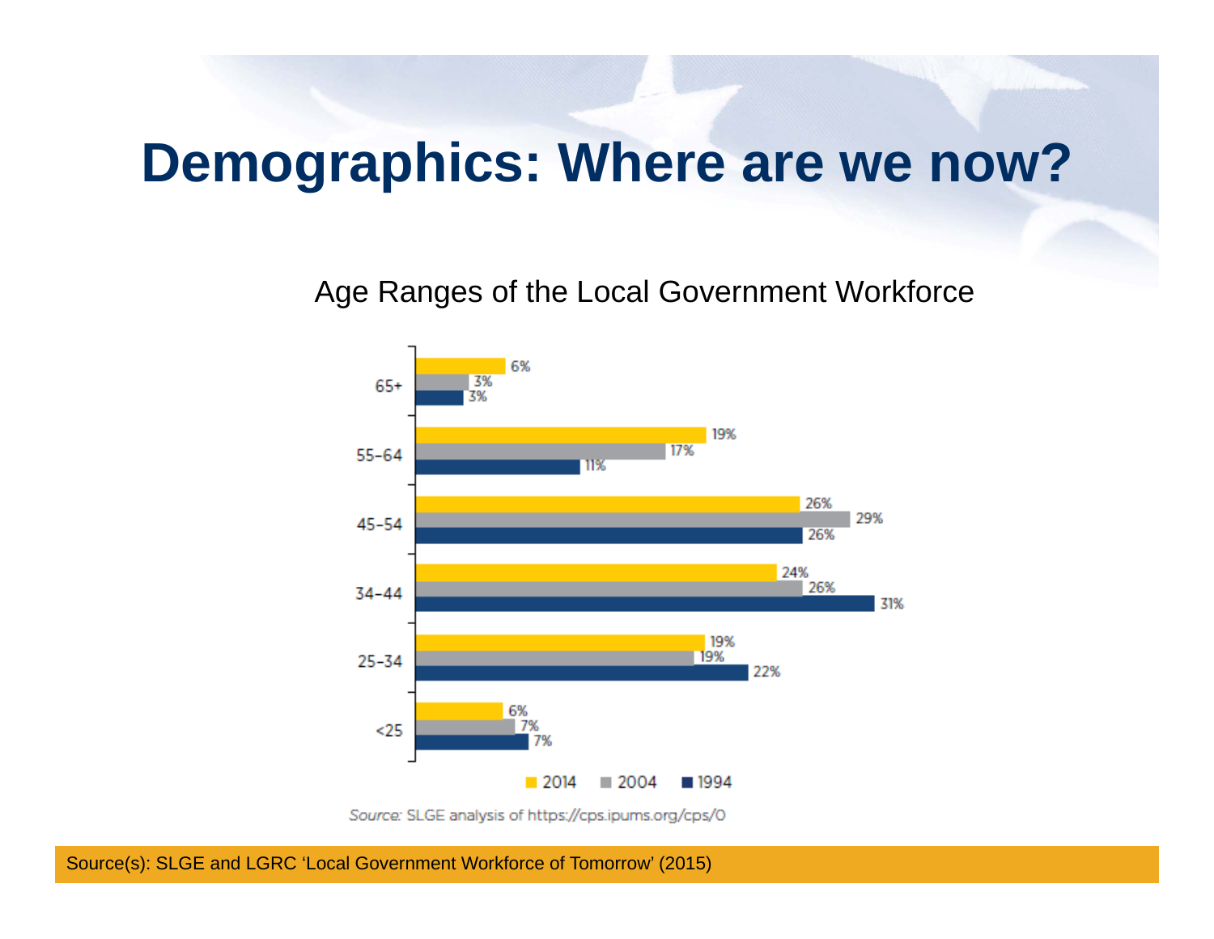# Demographics: Where are we now?

Age Ranges of the Local Government Workforce

| Age | 2014 | 2004 | 1994 |
|---|---|---|---|
| 65+ | 6% | 3% | 3% |
| 55-64 | 19% | 17% | 11% |
| 45-54 | 26% | 29% | 26% |
| 34-44 | 24% | 26% | 31% |
| 25-34 | 19% | 19% | 22% |
| <25 | 6% | 7% | 7% |

*Source:* SLGE analysis of https://cps.ipums.org/cps/O

Source(s): SLGE and LGRC 'Local Government Workforce of Tomorrow' (2015)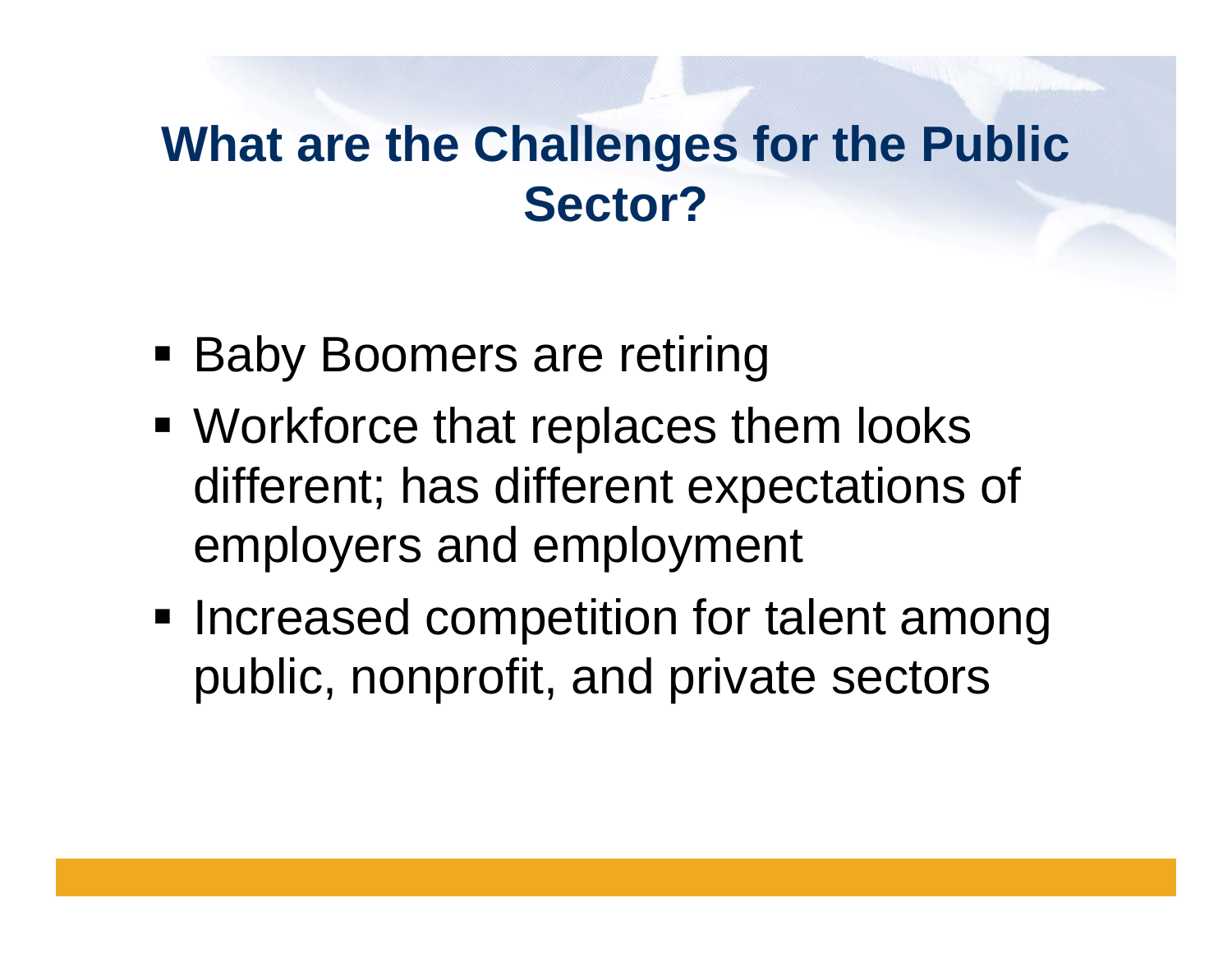# What are the Challenges for the Public Sector?

- Baby Boomers are retiring
- Workforce that replaces them looks different; has different expectations of employers and employment
- Increased competition for talent among public, nonprofit, and private sectors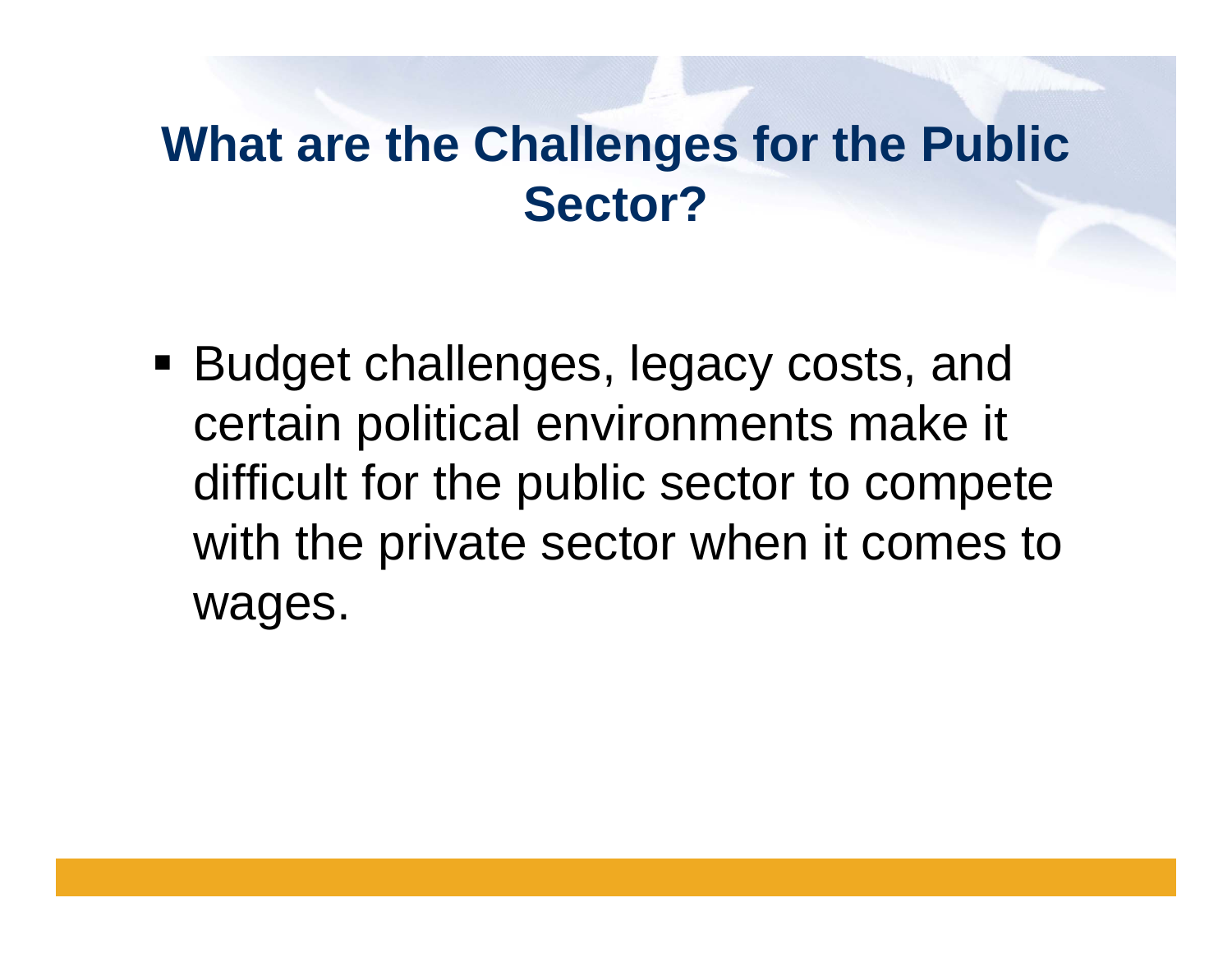# What are the Challenges for the Public Sector?

- Budget challenges, legacy costs, and certain political environments make it difficult for the public sector to compete with the private sector when it comes to wages.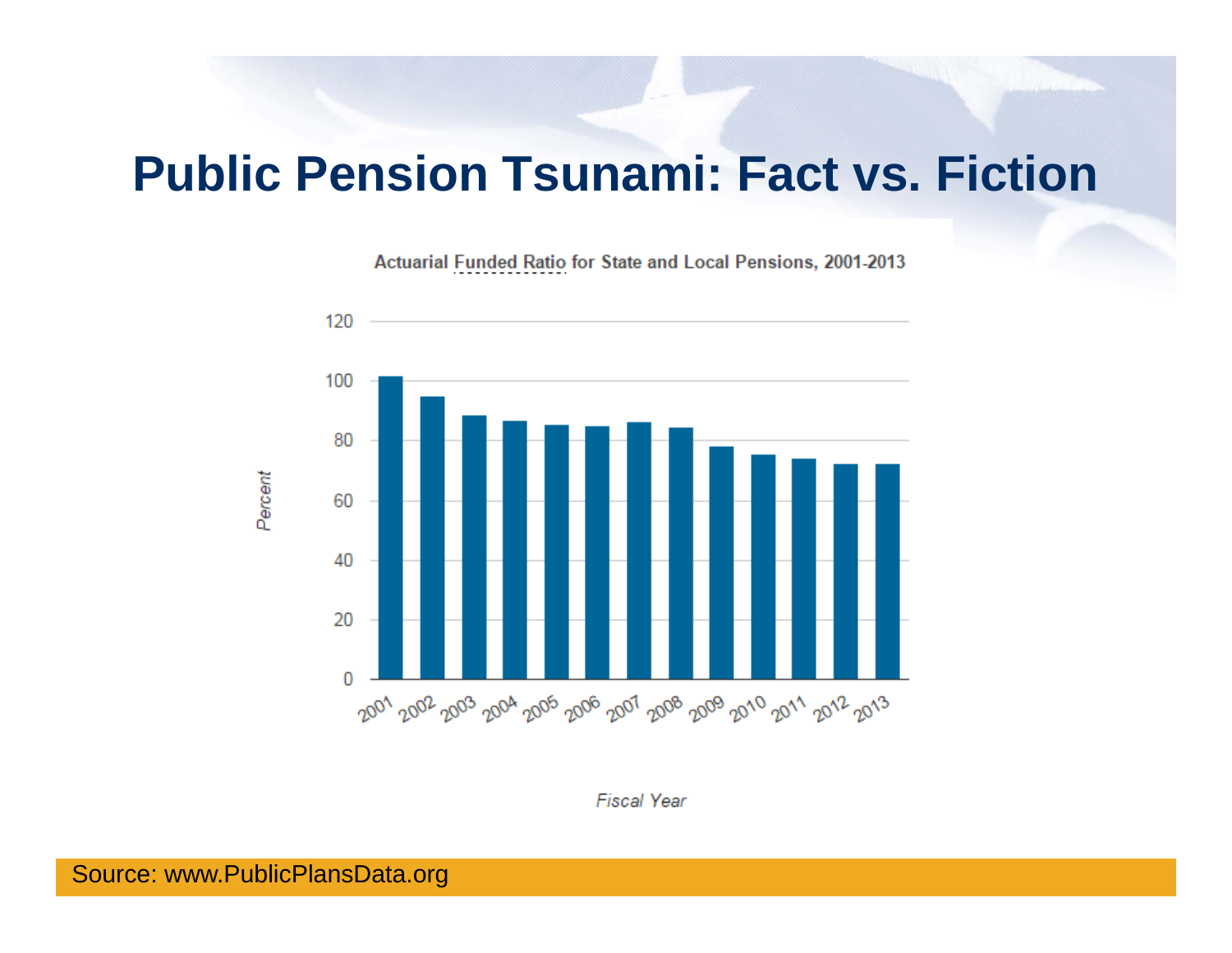# Public Pension Tsunami: Fact vs. Fiction

Actuarial Funded Ratio for State and Local Pensions, 2001-2013

| Fiscal Year | Percent |
|---|---|
| 2001 | ~101 |
| 2002 | ~95 |
| 2003 | ~88 |
| 2004 | ~86 |
| 2005 | ~85 |
| 2006 | ~85 |
| 2007 | ~86 |
| 2008 | ~84 |
| 2009 | ~78 |
| 2010 | ~75 |
| 2011 | ~74 |
| 2012 | ~72 |
| 2013 | ~72 |

Source: www.PublicPlansData.org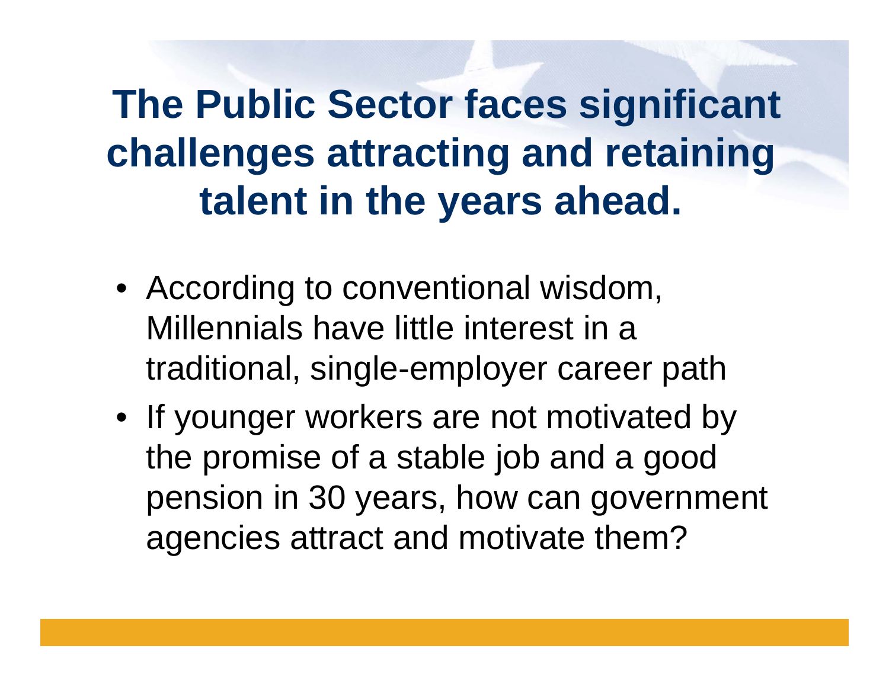# The Public Sector faces significant challenges attracting and retaining talent in the years ahead.

- According to conventional wisdom, Millennials have little interest in a traditional, single-employer career path
- If younger workers are not motivated by the promise of a stable job and a good pension in 30 years, how can government agencies attract and motivate them?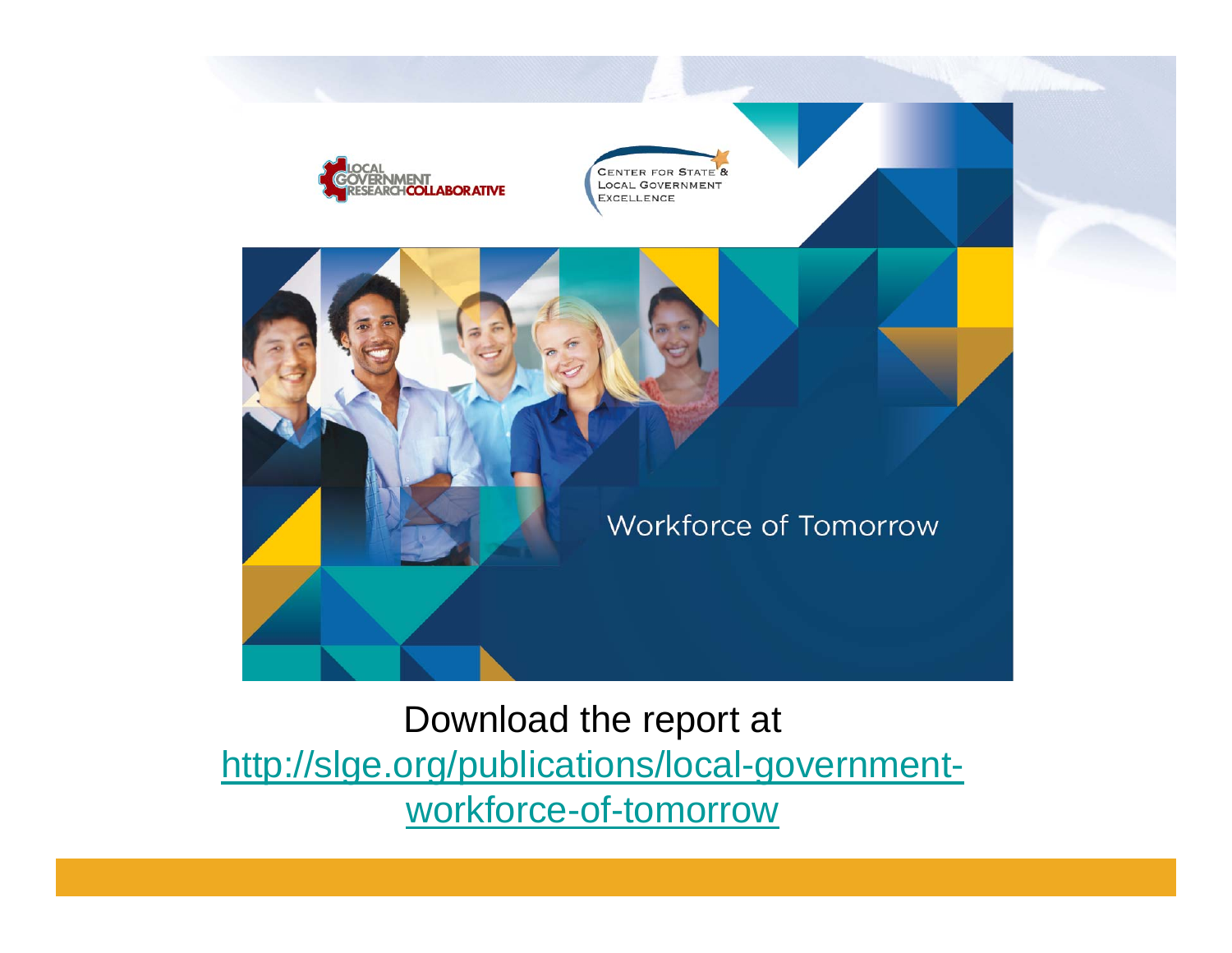LOCAL GOVERNMENT RESEARCH COLLABORATIVE

CENTER FOR STATE & LOCAL GOVERNMENT EXCELLENCE

Workforce of Tomorrow

Download the report at [http://slge.org/publications/local-government-workforce-of-tomorrow](http://slge.org/publications/local-government-workforce-of-tomorrow)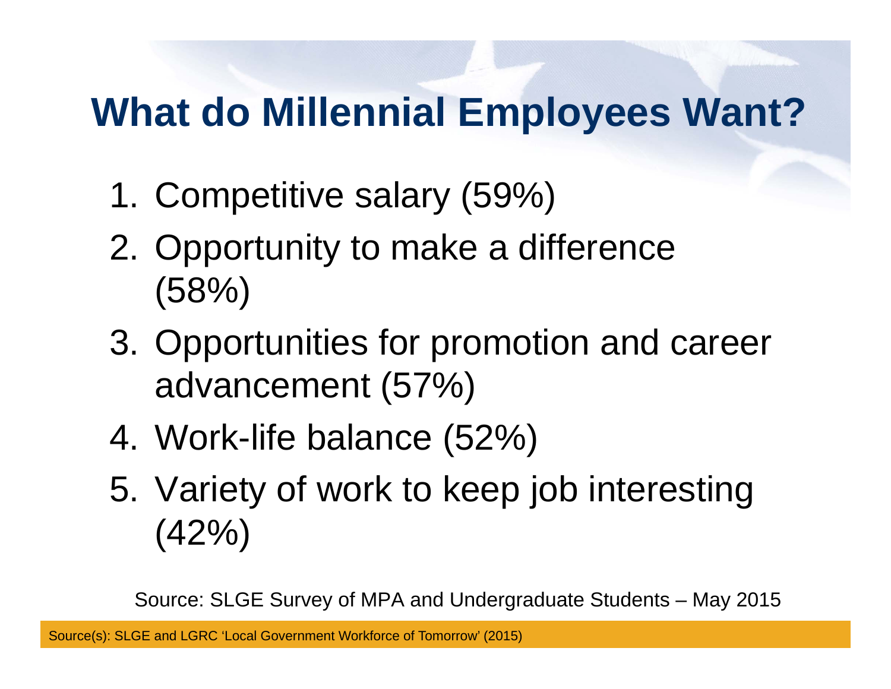# What do Millennial Employees Want?

1. Competitive salary (59%)
2. Opportunity to make a difference (58%)
3. Opportunities for promotion and career advancement (57%)
4. Work-life balance (52%)
5. Variety of work to keep job interesting (42%)

Source: SLGE Survey of MPA and Undergraduate Students – May 2015

Source(s): SLGE and LGRC 'Local Government Workforce of Tomorrow' (2015)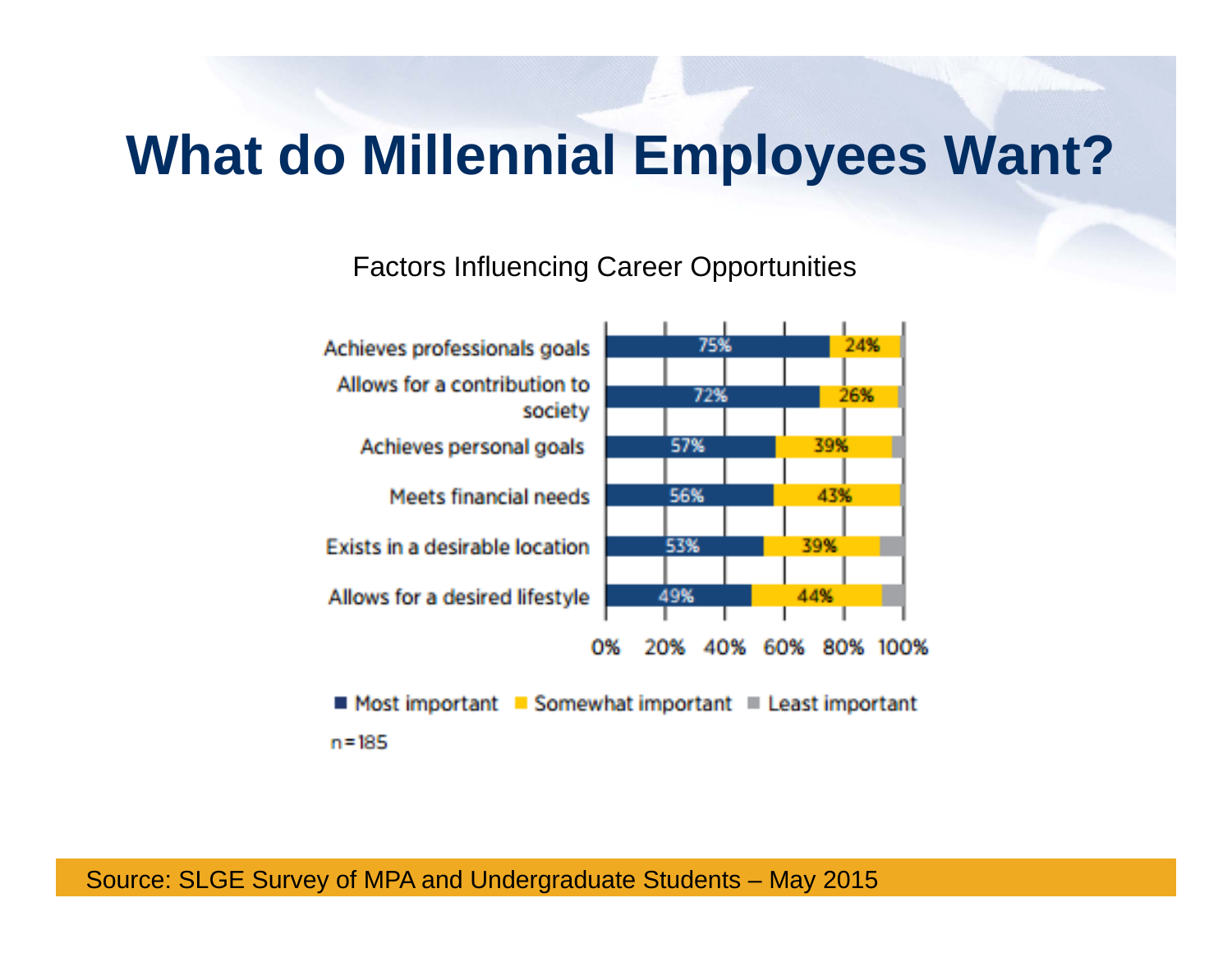# What do Millennial Employees Want?

Factors Influencing Career Opportunities

| | Most important | Somewhat important |
|---|---|---|
| Achieves professionals goals | 75% | 24% |
| Allows for a contribution to society | 72% | 26% |
| Achieves personal goals | 57% | 39% |
| Meets financial needs | 56% | 43% |
| Exists in a desirable location | 53% | 39% |
| Allows for a desired lifestyle | 49% | 44% |

0% 20% 40% 60% 80% 100%

■ Most important ■ Somewhat important ■ Least important

n=185

Source: SLGE Survey of MPA and Undergraduate Students – May 2015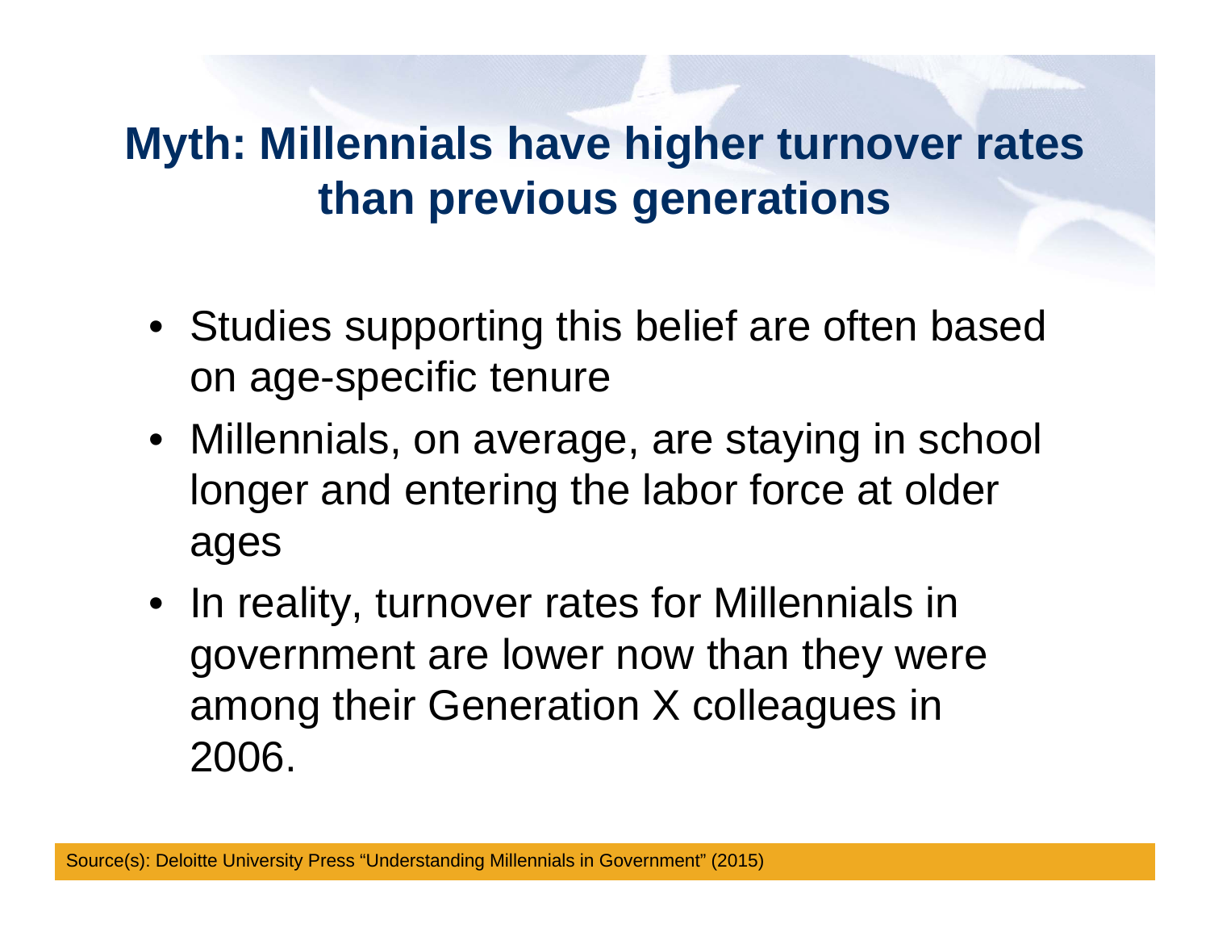# Myth: Millennials have higher turnover rates than previous generations

- Studies supporting this belief are often based on age-specific tenure
- Millennials, on average, are staying in school longer and entering the labor force at older ages
- In reality, turnover rates for Millennials in government are lower now than they were among their Generation X colleagues in 2006.

Source(s): Deloitte University Press "Understanding Millennials in Government" (2015)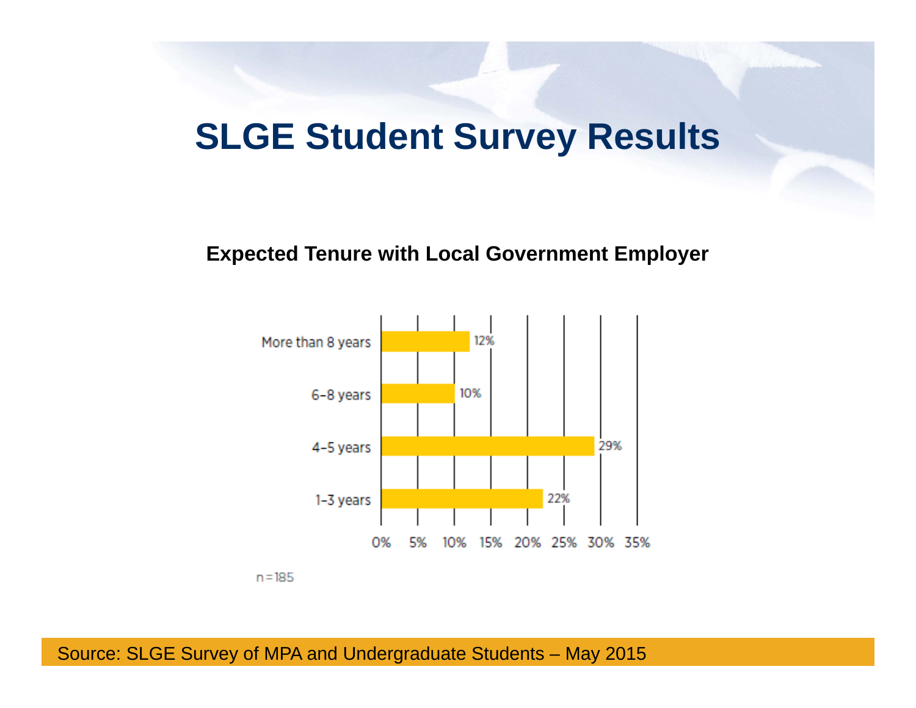# SLGE Student Survey Results

**Expected Tenure with Local Government Employer**

| Expected Tenure | Percent |
|---|---|
| More than 8 years | 12% |
| 6–8 years | 10% |
| 4–5 years | 29% |
| 1–3 years | 22% |

n=185

Source: SLGE Survey of MPA and Undergraduate Students – May 2015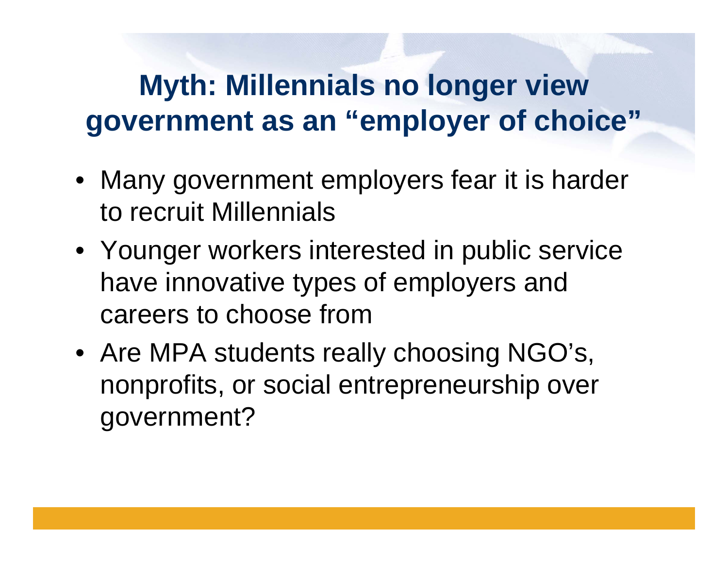# Myth: Millennials no longer view government as an “employer of choice”

- Many government employers fear it is harder to recruit Millennials
- Younger workers interested in public service have innovative types of employers and careers to choose from
- Are MPA students really choosing NGO’s, nonprofits, or social entrepreneurship over government?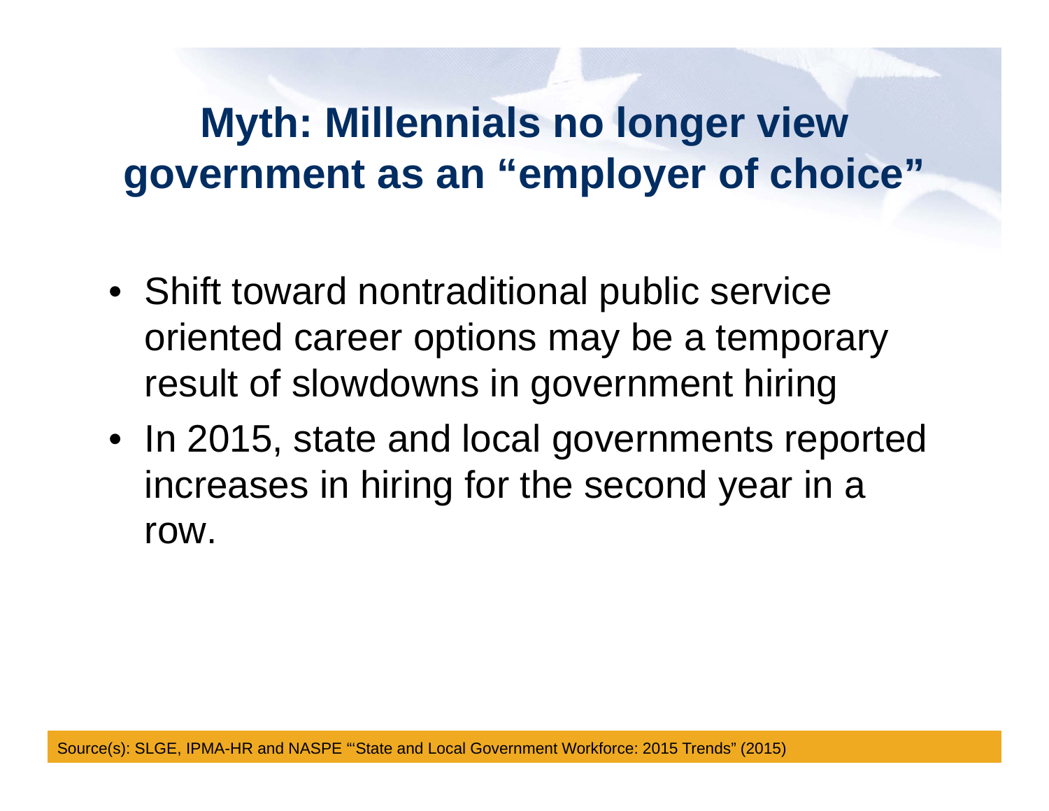# Myth: Millennials no longer view government as an "employer of choice"

- Shift toward nontraditional public service oriented career options may be a temporary result of slowdowns in government hiring
- In 2015, state and local governments reported increases in hiring for the second year in a row.

Source(s): SLGE, IPMA-HR and NASPE "'State and Local Government Workforce: 2015 Trends" (2015)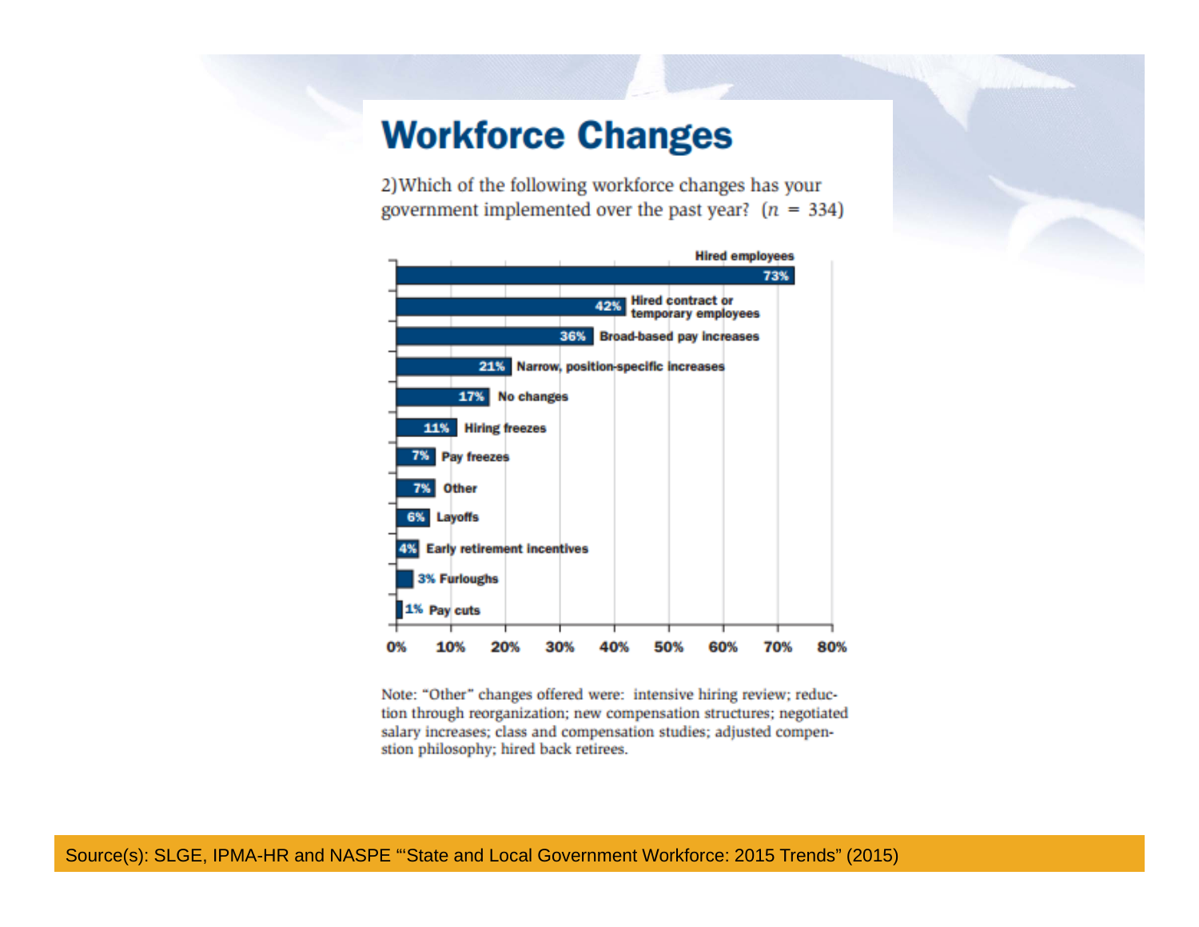# Workforce Changes

2) Which of the following workforce changes has your government implemented over the past year? ($n = 334$)

| Workforce change | Percent |
|---|---|
| Hired employees | 73% |
| Hired contract or temporary employees | 42% |
| Broad-based pay increases | 36% |
| Narrow, position-specific increases | 21% |
| No changes | 17% |
| Hiring freezes | 11% |
| Pay freezes | 7% |
| Other | 7% |
| Layoffs | 6% |
| Early retirement incentives | 4% |
| Furloughs | 3% |
| Pay cuts | 1% |

Note: "Other" changes offered were: intensive hiring review; reduction through reorganization; new compensation structures; negotiated salary increases; class and compensation studies; adjusted compenstion philosophy; hired back retirees.

Source(s): SLGE, IPMA-HR and NASPE "'State and Local Government Workforce: 2015 Trends" (2015)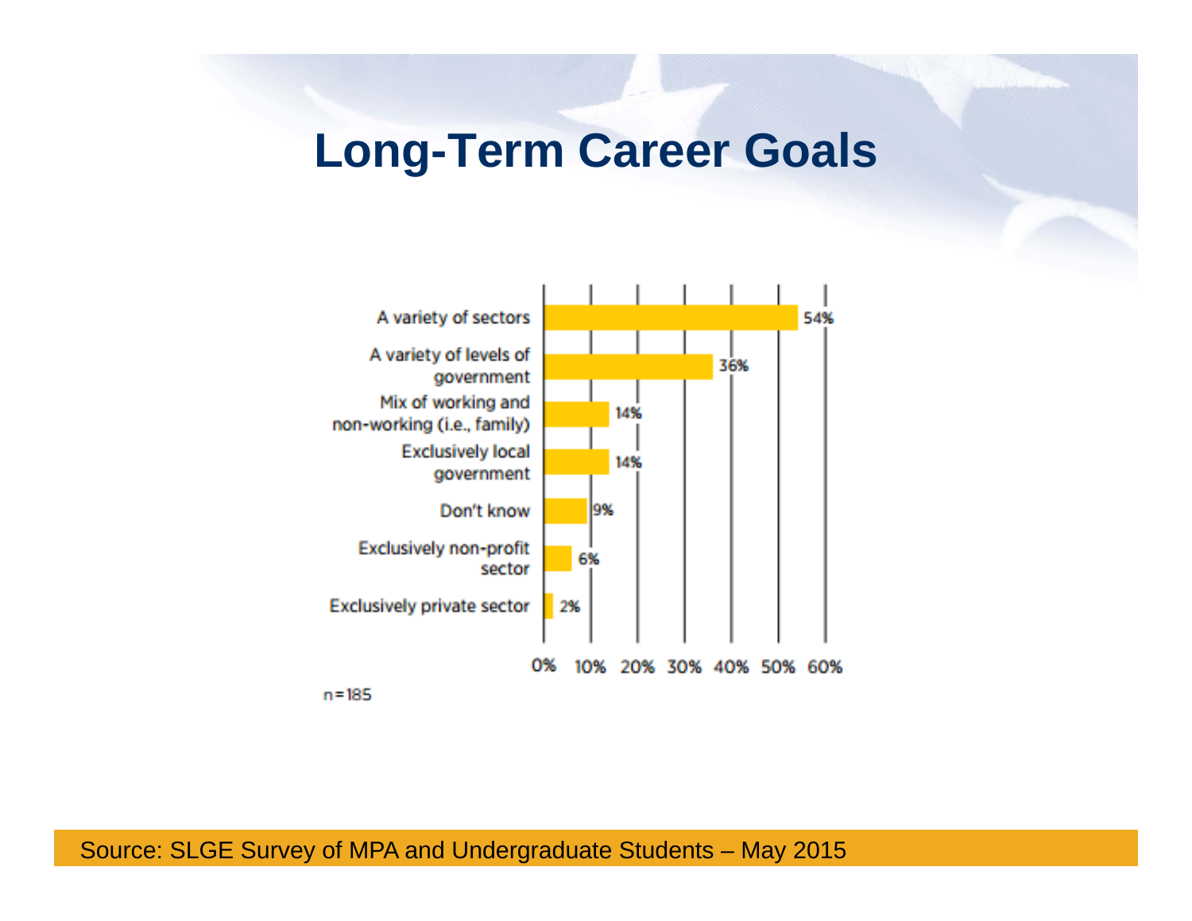# Long-Term Career Goals

| Career Goal | Percentage |
|---|---|
| A variety of sectors | 54% |
| A variety of levels of government | 36% |
| Mix of working and non-working (i.e., family) | 14% |
| Exclusively local government | 14% |
| Don't know | 9% |
| Exclusively non-profit sector | 6% |
| Exclusively private sector | 2% |

n=185

Source: SLGE Survey of MPA and Undergraduate Students – May 2015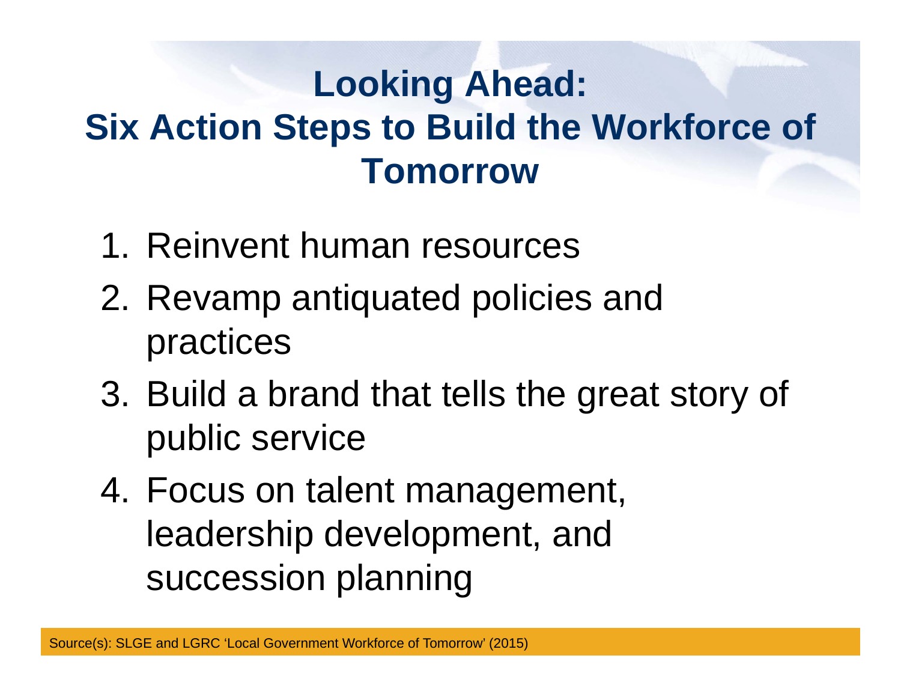# Looking Ahead:
# Six Action Steps to Build the Workforce of Tomorrow

1. Reinvent human resources
2. Revamp antiquated policies and practices
3. Build a brand that tells the great story of public service
4. Focus on talent management, leadership development, and succession planning

Source(s): SLGE and LGRC 'Local Government Workforce of Tomorrow' (2015)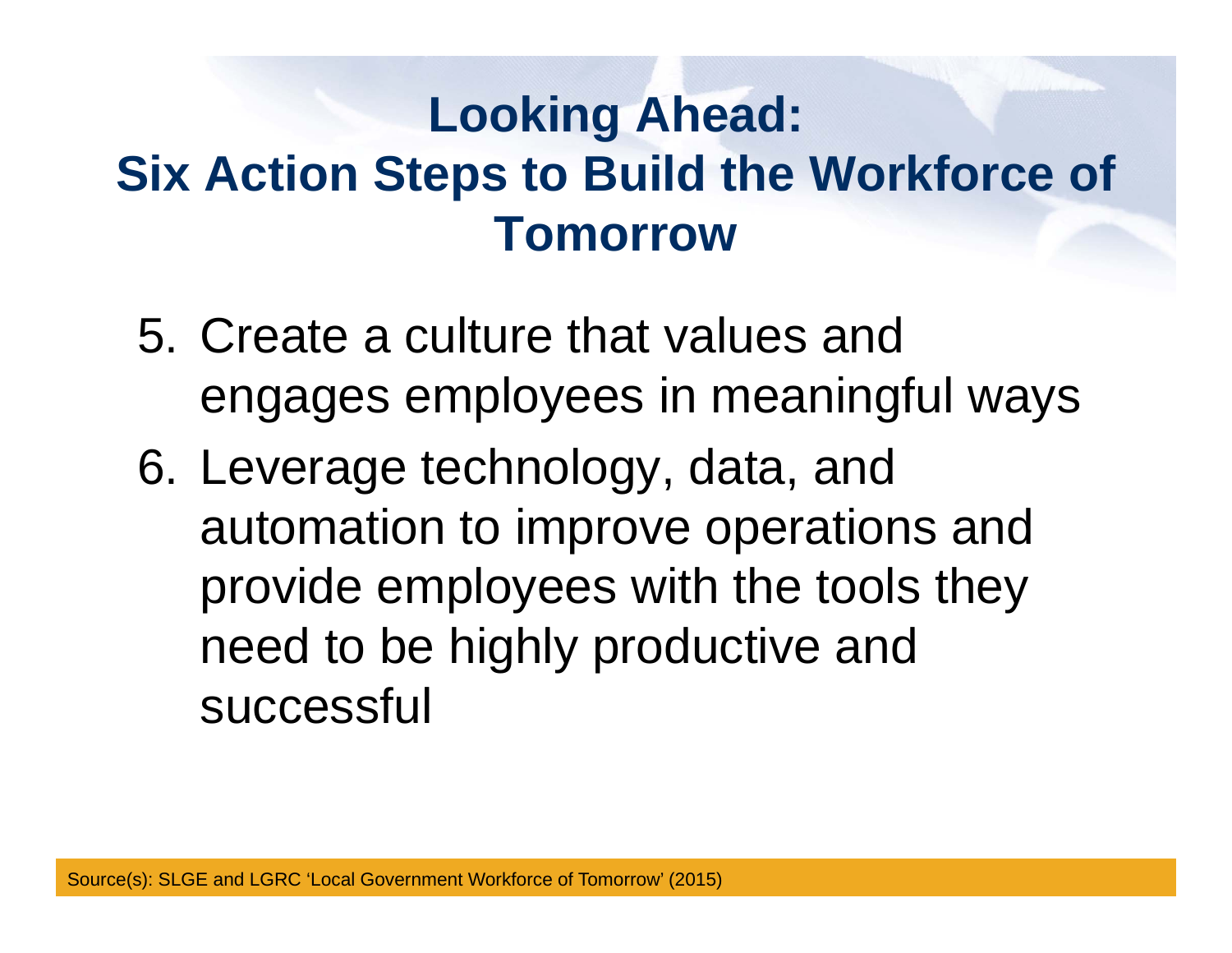# Looking Ahead: Six Action Steps to Build the Workforce of Tomorrow

5. Create a culture that values and engages employees in meaningful ways
6. Leverage technology, data, and automation to improve operations and provide employees with the tools they need to be highly productive and successful

Source(s): SLGE and LGRC 'Local Government Workforce of Tomorrow' (2015)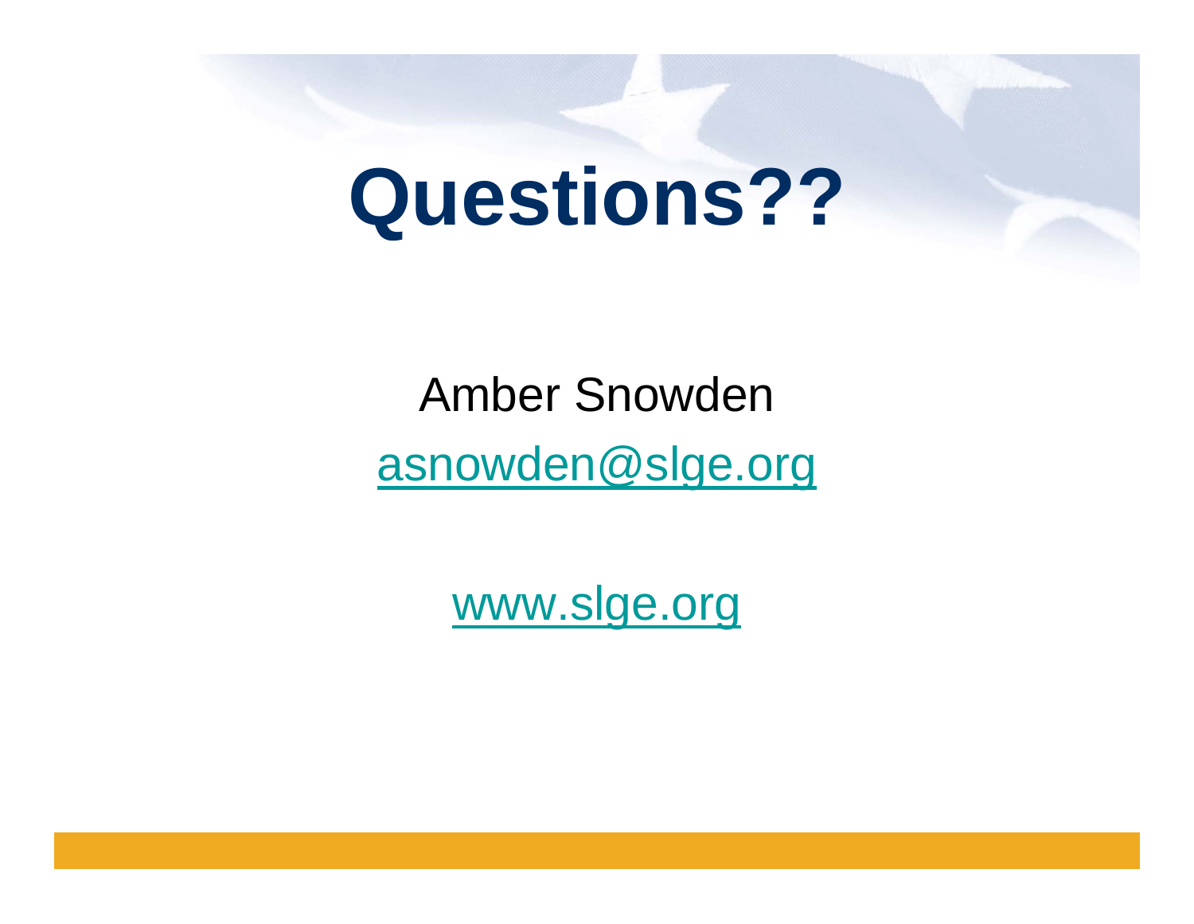# Questions??

Amber Snowden

asnowden@slge.org

www.slge.org